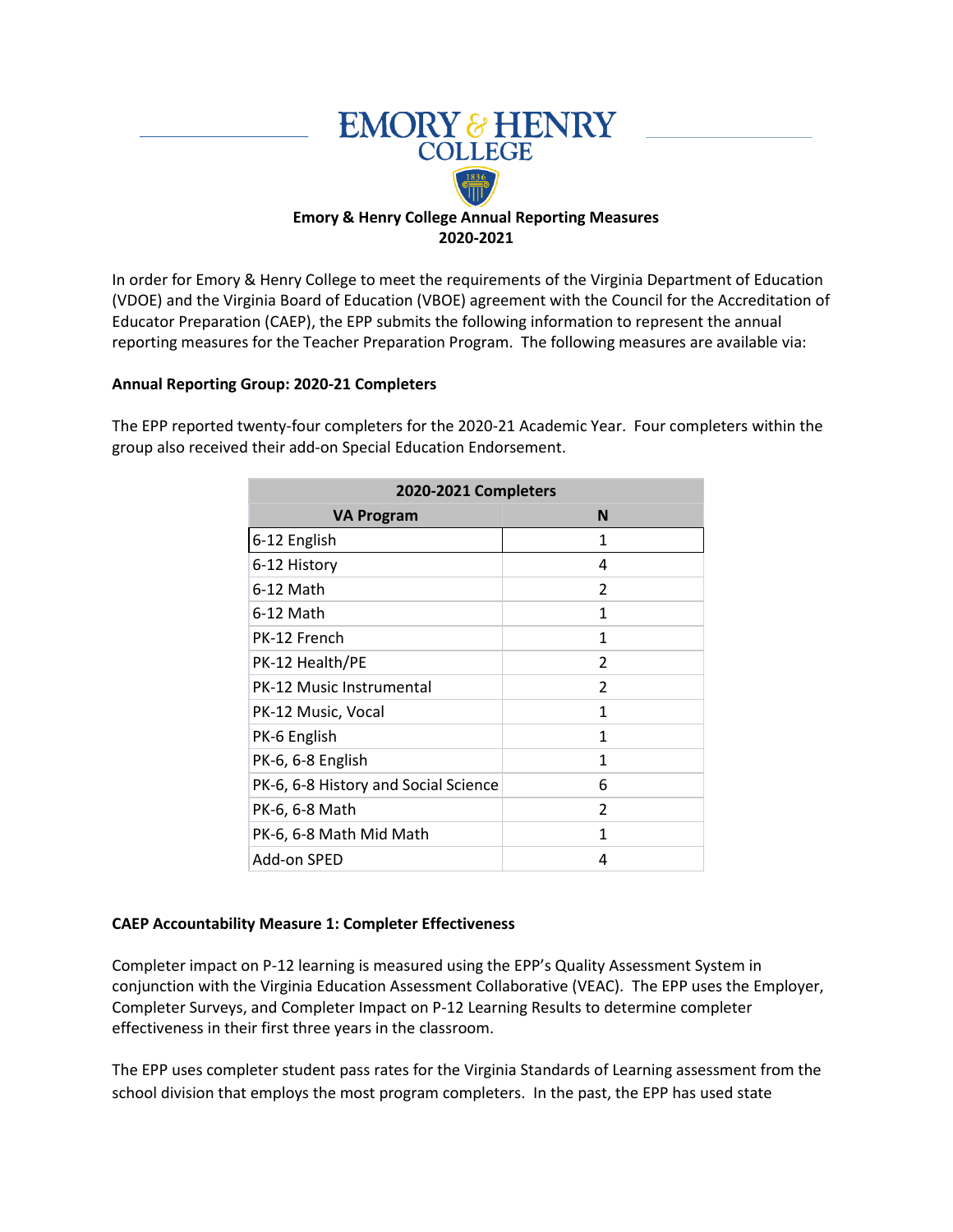**EMORY & HENRY COLLEGE**

**Emory & Henry College Annual Reporting Measures**
**2020-2021**

In order for Emory & Henry College to meet the requirements of the Virginia Department of Education (VDOE) and the Virginia Board of Education (VBOE) agreement with the Council for the Accreditation of Educator Preparation (CAEP), the EPP submits the following information to represent the annual reporting measures for the Teacher Preparation Program. The following measures are available via:

**Annual Reporting Group: 2020-21 Completers**

The EPP reported twenty-four completers for the 2020-21 Academic Year. Four completers within the group also received their add-on Special Education Endorsement.

| 2020-2021 Completers | |
|---|---|
| **VA Program** | **N** |
| 6-12 English | 1 |
| 6-12 History | 4 |
| 6-12 Math | 2 |
| 6-12 Math | 1 |
| PK-12 French | 1 |
| PK-12 Health/PE | 2 |
| PK-12 Music Instrumental | 2 |
| PK-12 Music, Vocal | 1 |
| PK-6 English | 1 |
| PK-6, 6-8 English | 1 |
| PK-6, 6-8 History and Social Science | 6 |
| PK-6, 6-8 Math | 2 |
| PK-6, 6-8 Math Mid Math | 1 |
| Add-on SPED | 4 |

**CAEP Accountability Measure 1: Completer Effectiveness**

Completer impact on P-12 learning is measured using the EPP's Quality Assessment System in conjunction with the Virginia Education Assessment Collaborative (VEAC). The EPP uses the Employer, Completer Surveys, and Completer Impact on P-12 Learning Results to determine completer effectiveness in their first three years in the classroom.

The EPP uses completer student pass rates for the Virginia Standards of Learning assessment from the school division that employs the most program completers. In the past, the EPP has used state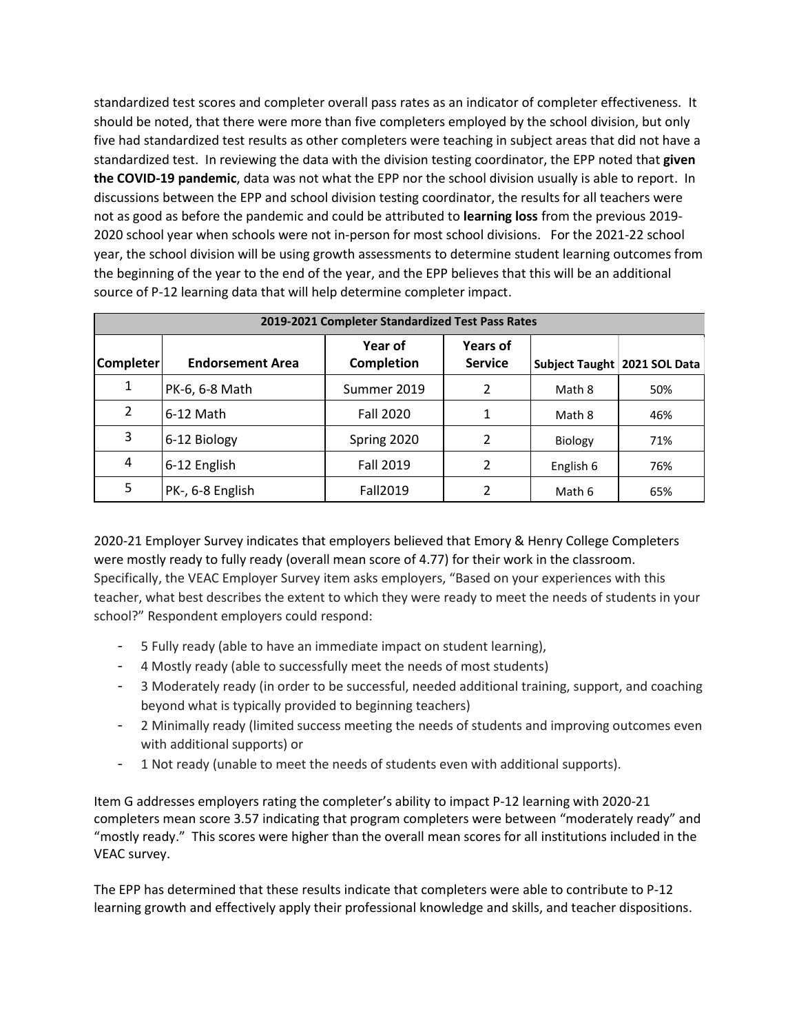standardized test scores and completer overall pass rates as an indicator of completer effectiveness. It should be noted, that there were more than five completers employed by the school division, but only five had standardized test results as other completers were teaching in subject areas that did not have a standardized test. In reviewing the data with the division testing coordinator, the EPP noted that **given the COVID-19 pandemic**, data was not what the EPP nor the school division usually is able to report. In discussions between the EPP and school division testing coordinator, the results for all teachers were not as good as before the pandemic and could be attributed to **learning loss** from the previous 2019-2020 school year when schools were not in-person for most school divisions. For the 2021-22 school year, the school division will be using growth assessments to determine student learning outcomes from the beginning of the year to the end of the year, and the EPP believes that this will be an additional source of P-12 learning data that will help determine completer impact.

| 2019-2021 Completer Standardized Test Pass Rates | | | | | |
|---|---|---|---|---|---|
| **Completer** | **Endorsement Area** | **Year of Completion** | **Years of Service** | **Subject Taught** | **2021 SOL Data** |
| 1 | PK-6, 6-8 Math | Summer 2019 | 2 | Math 8 | 50% |
| 2 | 6-12 Math | Fall 2020 | 1 | Math 8 | 46% |
| 3 | 6-12 Biology | Spring 2020 | 2 | Biology | 71% |
| 4 | 6-12 English | Fall 2019 | 2 | English 6 | 76% |
| 5 | PK-, 6-8 English | Fall2019 | 2 | Math 6 | 65% |

2020-21 Employer Survey indicates that employers believed that Emory & Henry College Completers were mostly ready to fully ready (overall mean score of 4.77) for their work in the classroom. Specifically, the VEAC Employer Survey item asks employers, "Based on your experiences with this teacher, what best describes the extent to which they were ready to meet the needs of students in your school?" Respondent employers could respond:

- 5 Fully ready (able to have an immediate impact on student learning),
- 4 Mostly ready (able to successfully meet the needs of most students)
- 3 Moderately ready (in order to be successful, needed additional training, support, and coaching beyond what is typically provided to beginning teachers)
- 2 Minimally ready (limited success meeting the needs of students and improving outcomes even with additional supports) or
- 1 Not ready (unable to meet the needs of students even with additional supports).

Item G addresses employers rating the completer's ability to impact P-12 learning with 2020-21 completers mean score 3.57 indicating that program completers were between "moderately ready" and "mostly ready." This scores were higher than the overall mean scores for all institutions included in the VEAC survey.

The EPP has determined that these results indicate that completers were able to contribute to P-12 learning growth and effectively apply their professional knowledge and skills, and teacher dispositions.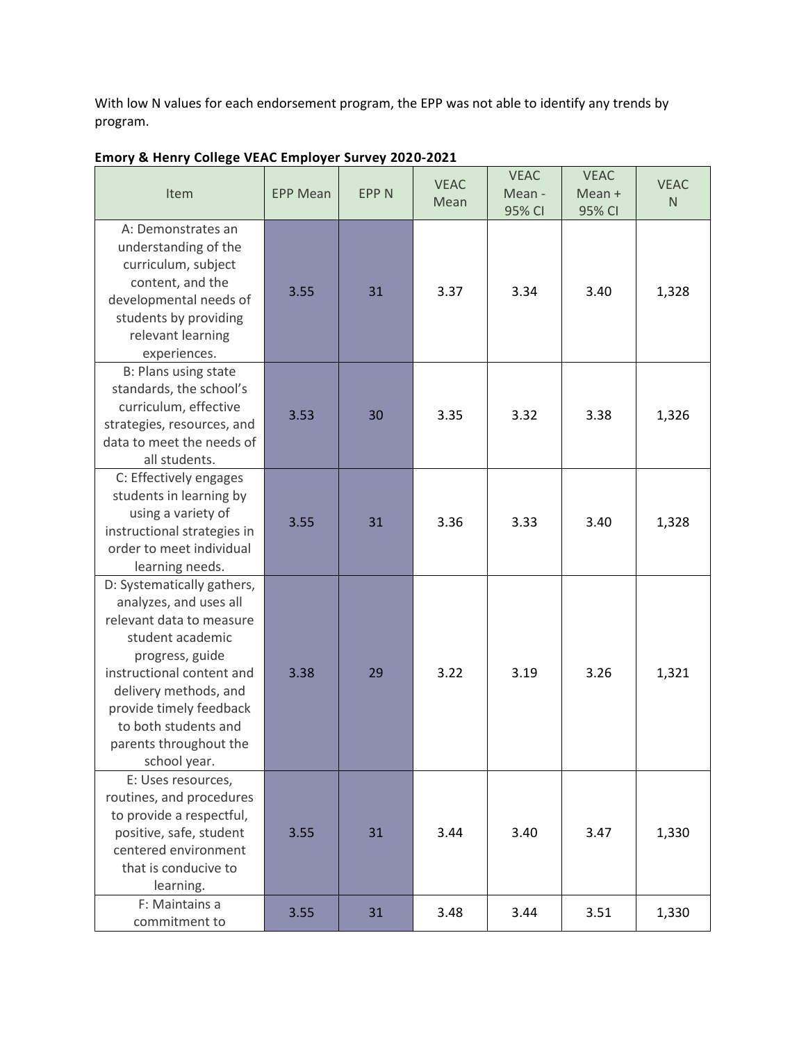With low N values for each endorsement program, the EPP was not able to identify any trends by program.

**Emory & Henry College VEAC Employer Survey 2020-2021**

| Item | EPP Mean | EPP N | VEAC Mean | VEAC Mean - 95% CI | VEAC Mean + 95% CI | VEAC N |
|---|---|---|---|---|---|---|
| A: Demonstrates an understanding of the curriculum, subject content, and the developmental needs of students by providing relevant learning experiences. | 3.55 | 31 | 3.37 | 3.34 | 3.40 | 1,328 |
| B: Plans using state standards, the school's curriculum, effective strategies, resources, and data to meet the needs of all students. | 3.53 | 30 | 3.35 | 3.32 | 3.38 | 1,326 |
| C: Effectively engages students in learning by using a variety of instructional strategies in order to meet individual learning needs. | 3.55 | 31 | 3.36 | 3.33 | 3.40 | 1,328 |
| D: Systematically gathers, analyzes, and uses all relevant data to measure student academic progress, guide instructional content and delivery methods, and provide timely feedback to both students and parents throughout the school year. | 3.38 | 29 | 3.22 | 3.19 | 3.26 | 1,321 |
| E: Uses resources, routines, and procedures to provide a respectful, positive, safe, student centered environment that is conducive to learning. | 3.55 | 31 | 3.44 | 3.40 | 3.47 | 1,330 |
| F: Maintains a commitment to | 3.55 | 31 | 3.48 | 3.44 | 3.51 | 1,330 |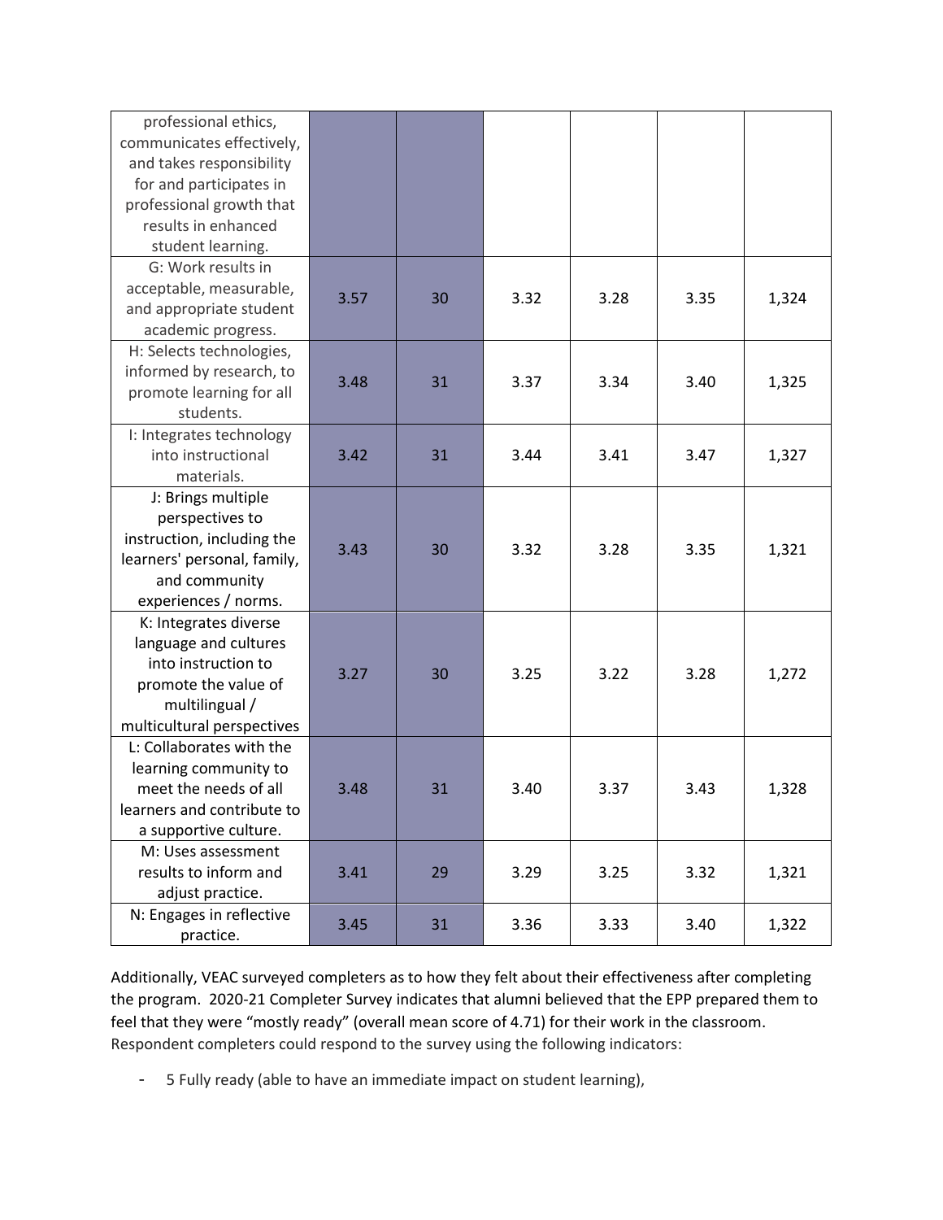| | | | | | | |
|---|---|---|---|---|---|---|
| professional ethics, communicates effectively, and takes responsibility for and participates in professional growth that results in enhanced student learning. | | | | | | |
| G: Work results in acceptable, measurable, and appropriate student academic progress. | 3.57 | 30 | 3.32 | 3.28 | 3.35 | 1,324 |
| H: Selects technologies, informed by research, to promote learning for all students. | 3.48 | 31 | 3.37 | 3.34 | 3.40 | 1,325 |
| I: Integrates technology into instructional materials. | 3.42 | 31 | 3.44 | 3.41 | 3.47 | 1,327 |
| J: Brings multiple perspectives to instruction, including the learners' personal, family, and community experiences / norms. | 3.43 | 30 | 3.32 | 3.28 | 3.35 | 1,321 |
| K: Integrates diverse language and cultures into instruction to promote the value of multilingual / multicultural perspectives | 3.27 | 30 | 3.25 | 3.22 | 3.28 | 1,272 |
| L: Collaborates with the learning community to meet the needs of all learners and contribute to a supportive culture. | 3.48 | 31 | 3.40 | 3.37 | 3.43 | 1,328 |
| M: Uses assessment results to inform and adjust practice. | 3.41 | 29 | 3.29 | 3.25 | 3.32 | 1,321 |
| N: Engages in reflective practice. | 3.45 | 31 | 3.36 | 3.33 | 3.40 | 1,322 |

Additionally, VEAC surveyed completers as to how they felt about their effectiveness after completing the program. 2020-21 Completer Survey indicates that alumni believed that the EPP prepared them to feel that they were "mostly ready" (overall mean score of 4.71) for their work in the classroom. Respondent completers could respond to the survey using the following indicators:

- 5 Fully ready (able to have an immediate impact on student learning),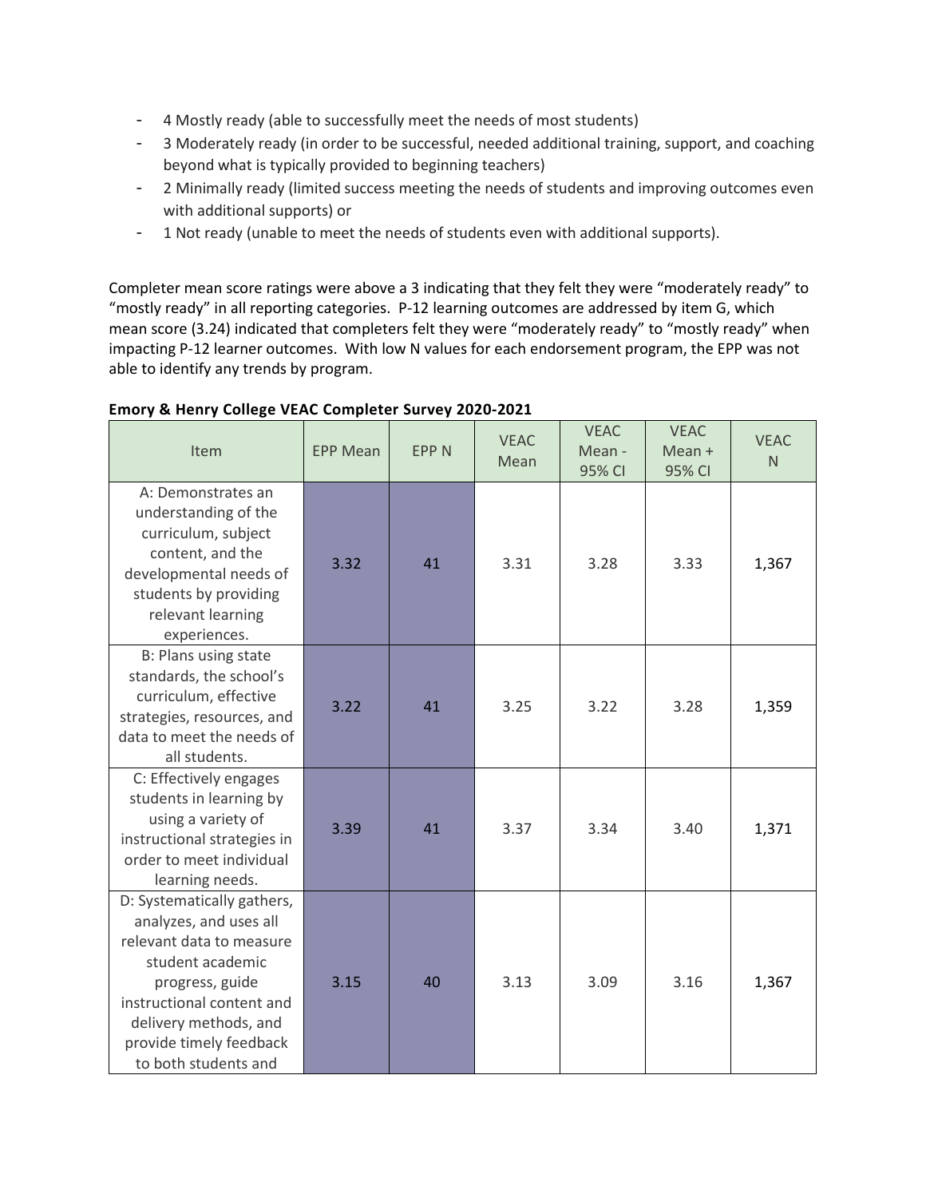- 4 Mostly ready (able to successfully meet the needs of most students)
- 3 Moderately ready (in order to be successful, needed additional training, support, and coaching beyond what is typically provided to beginning teachers)
- 2 Minimally ready (limited success meeting the needs of students and improving outcomes even with additional supports) or
- 1 Not ready (unable to meet the needs of students even with additional supports).

Completer mean score ratings were above a 3 indicating that they felt they were "moderately ready" to "mostly ready" in all reporting categories. P-12 learning outcomes are addressed by item G, which mean score (3.24) indicated that completers felt they were "moderately ready" to "mostly ready" when impacting P-12 learner outcomes. With low N values for each endorsement program, the EPP was not able to identify any trends by program.

**Emory & Henry College VEAC Completer Survey 2020-2021**

| Item | EPP Mean | EPP N | VEAC Mean | VEAC Mean - 95% CI | VEAC Mean + 95% CI | VEAC N |
|---|---|---|---|---|---|---|
| A: Demonstrates an understanding of the curriculum, subject content, and the developmental needs of students by providing relevant learning experiences. | 3.32 | 41 | 3.31 | 3.28 | 3.33 | 1,367 |
| B: Plans using state standards, the school's curriculum, effective strategies, resources, and data to meet the needs of all students. | 3.22 | 41 | 3.25 | 3.22 | 3.28 | 1,359 |
| C: Effectively engages students in learning by using a variety of instructional strategies in order to meet individual learning needs. | 3.39 | 41 | 3.37 | 3.34 | 3.40 | 1,371 |
| D: Systematically gathers, analyzes, and uses all relevant data to measure student academic progress, guide instructional content and delivery methods, and provide timely feedback to both students and | 3.15 | 40 | 3.13 | 3.09 | 3.16 | 1,367 |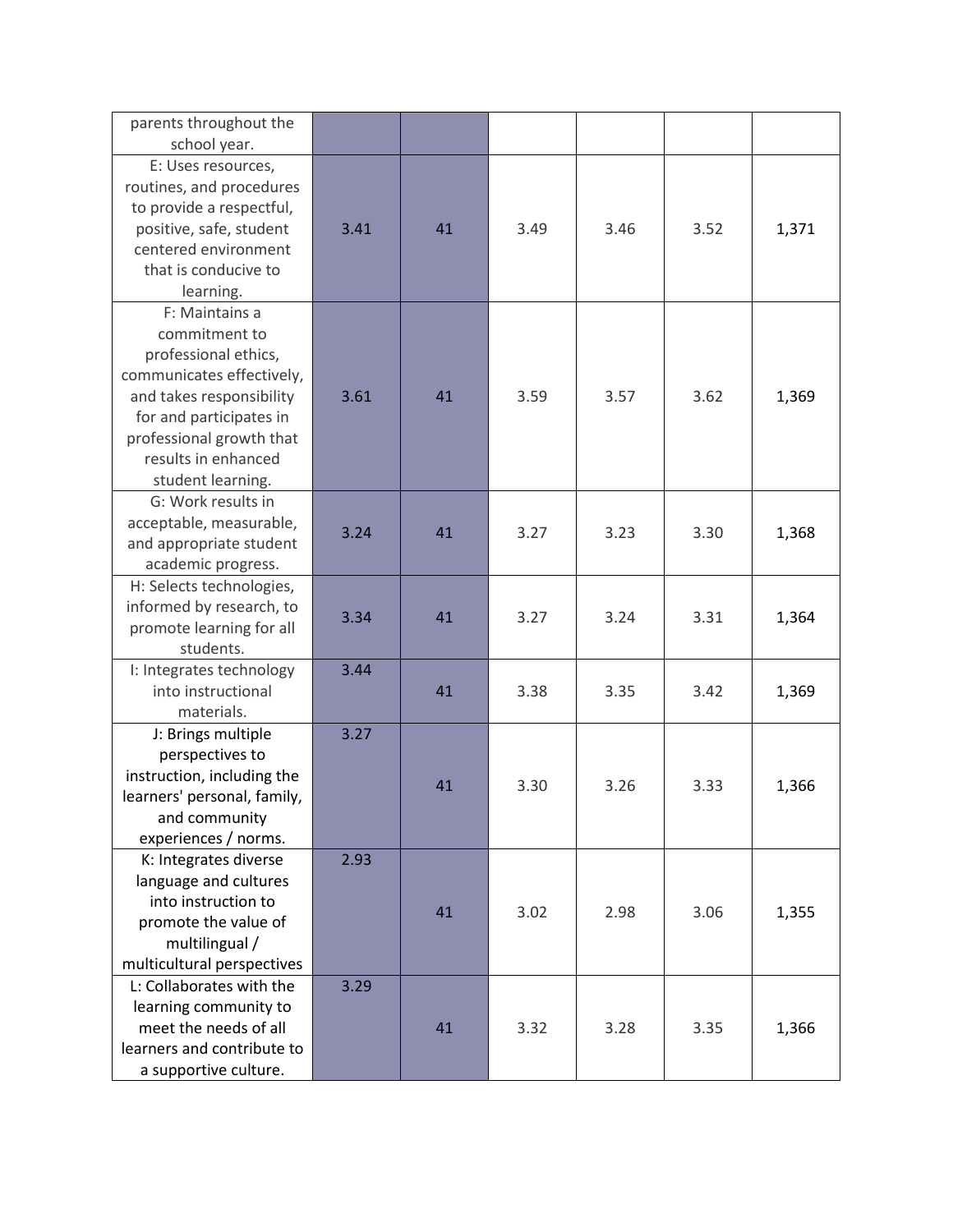| | | | | | | |
|---|---|---|---|---|---|---|
| parents throughout the school year. | | | | | | |
| E: Uses resources, routines, and procedures to provide a respectful, positive, safe, student centered environment that is conducive to learning. | 3.41 | 41 | 3.49 | 3.46 | 3.52 | 1,371 |
| F: Maintains a commitment to professional ethics, communicates effectively, and takes responsibility for and participates in professional growth that results in enhanced student learning. | 3.61 | 41 | 3.59 | 3.57 | 3.62 | 1,369 |
| G: Work results in acceptable, measurable, and appropriate student academic progress. | 3.24 | 41 | 3.27 | 3.23 | 3.30 | 1,368 |
| H: Selects technologies, informed by research, to promote learning for all students. | 3.34 | 41 | 3.27 | 3.24 | 3.31 | 1,364 |
| I: Integrates technology into instructional materials. | 3.44 | 41 | 3.38 | 3.35 | 3.42 | 1,369 |
| J: Brings multiple perspectives to instruction, including the learners' personal, family, and community experiences / norms. | 3.27 | 41 | 3.30 | 3.26 | 3.33 | 1,366 |
| K: Integrates diverse language and cultures into instruction to promote the value of multilingual / multicultural perspectives | 2.93 | 41 | 3.02 | 2.98 | 3.06 | 1,355 |
| L: Collaborates with the learning community to meet the needs of all learners and contribute to a supportive culture. | 3.29 | 41 | 3.32 | 3.28 | 3.35 | 1,366 |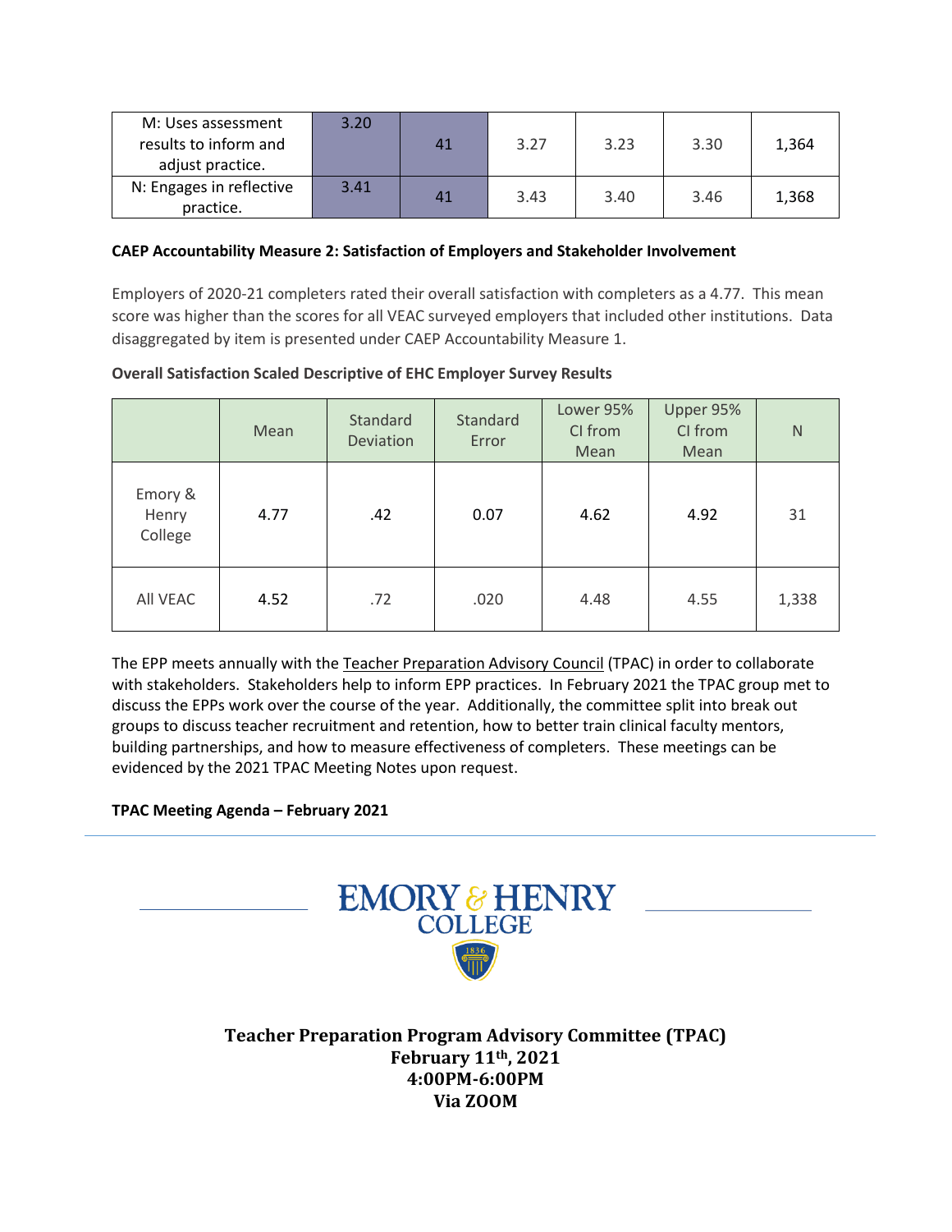| M: Uses assessment results to inform and adjust practice. | 3.20 | 41 | 3.27 | 3.23 | 3.30 | 1,364 |
|---|---|---|---|---|---|---|
| N: Engages in reflective practice. | 3.41 | 41 | 3.43 | 3.40 | 3.46 | 1,368 |

**CAEP Accountability Measure 2: Satisfaction of Employers and Stakeholder Involvement**

Employers of 2020-21 completers rated their overall satisfaction with completers as a 4.77. This mean score was higher than the scores for all VEAC surveyed employers that included other institutions. Data disaggregated by item is presented under CAEP Accountability Measure 1.

**Overall Satisfaction Scaled Descriptive of EHC Employer Survey Results**

| | Mean | Standard Deviation | Standard Error | Lower 95% CI from Mean | Upper 95% CI from Mean | N |
|---|---|---|---|---|---|---|
| Emory & Henry College | 4.77 | .42 | 0.07 | 4.62 | 4.92 | 31 |
| All VEAC | 4.52 | .72 | .020 | 4.48 | 4.55 | 1,338 |

The EPP meets annually with the Teacher Preparation Advisory Council (TPAC) in order to collaborate with stakeholders. Stakeholders help to inform EPP practices. In February 2021 the TPAC group met to discuss the EPPs work over the course of the year. Additionally, the committee split into break out groups to discuss teacher recruitment and retention, how to better train clinical faculty mentors, building partnerships, and how to measure effectiveness of completers. These meetings can be evidenced by the 2021 TPAC Meeting Notes upon request.

**TPAC Meeting Agenda – February 2021**

EMORY & HENRY COLLEGE

**Teacher Preparation Program Advisory Committee (TPAC)**
**February 11th, 2021**
**4:00PM-6:00PM**
**Via ZOOM**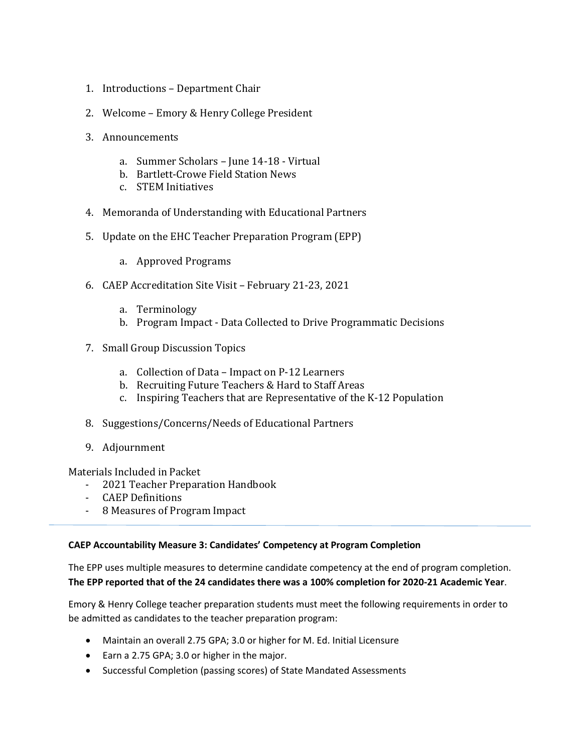1. Introductions – Department Chair
2. Welcome – Emory & Henry College President
3. Announcements
   a. Summer Scholars – June 14-18 - Virtual
   b. Bartlett-Crowe Field Station News
   c. STEM Initiatives
4. Memoranda of Understanding with Educational Partners
5. Update on the EHC Teacher Preparation Program (EPP)
   a. Approved Programs
6. CAEP Accreditation Site Visit – February 21-23, 2021
   a. Terminology
   b. Program Impact - Data Collected to Drive Programmatic Decisions
7. Small Group Discussion Topics
   a. Collection of Data – Impact on P-12 Learners
   b. Recruiting Future Teachers & Hard to Staff Areas
   c. Inspiring Teachers that are Representative of the K-12 Population
8. Suggestions/Concerns/Needs of Educational Partners
9. Adjournment

Materials Included in Packet
- 2021 Teacher Preparation Handbook
- CAEP Definitions
- 8 Measures of Program Impact

---

**CAEP Accountability Measure 3: Candidates' Competency at Program Completion**

The EPP uses multiple measures to determine candidate competency at the end of program completion. **The EPP reported that of the 24 candidates there was a 100% completion for 2020-21 Academic Year**.

Emory & Henry College teacher preparation students must meet the following requirements in order to be admitted as candidates to the teacher preparation program:

- Maintain an overall 2.75 GPA; 3.0 or higher for M. Ed. Initial Licensure
- Earn a 2.75 GPA; 3.0 or higher in the major.
- Successful Completion (passing scores) of State Mandated Assessments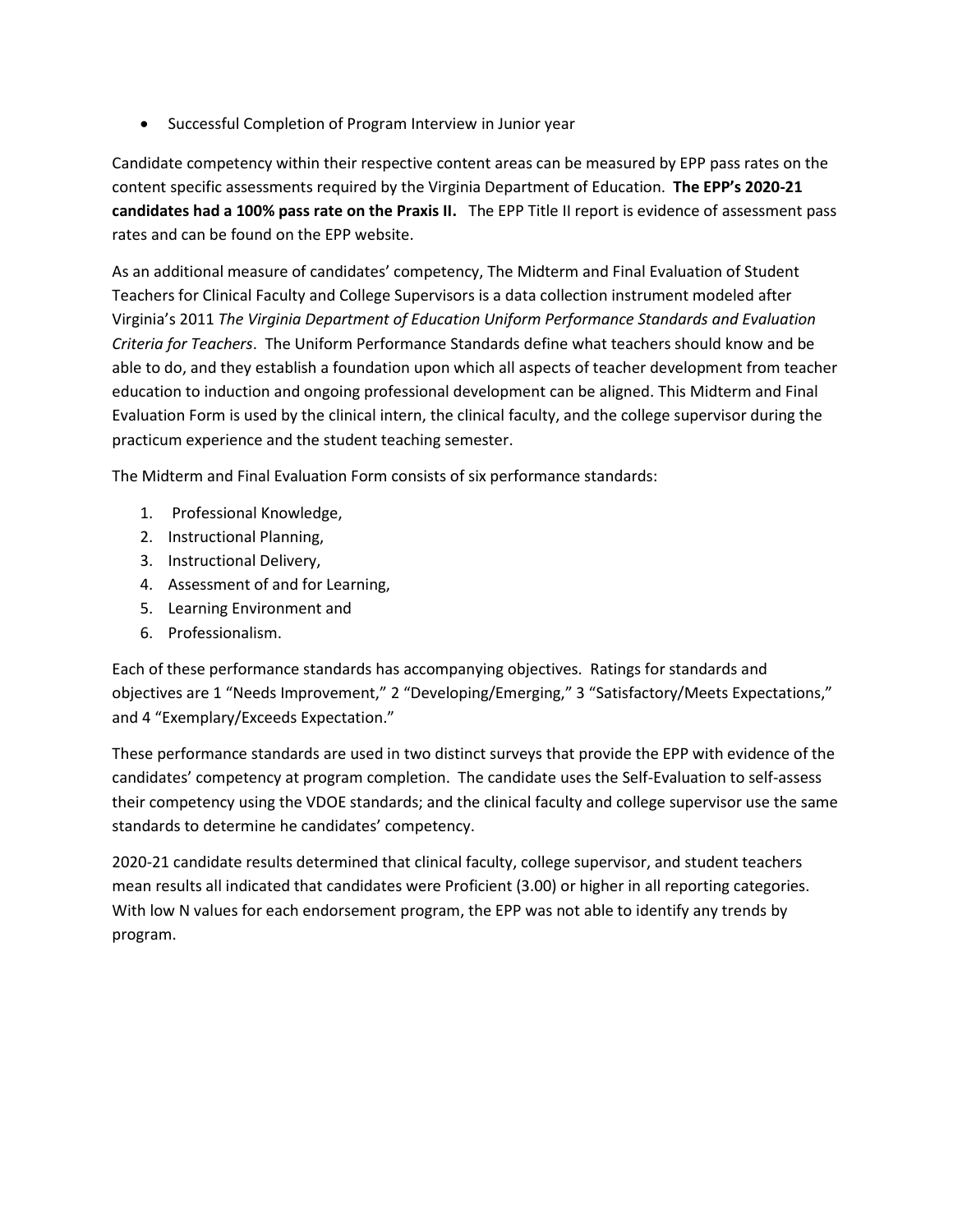- Successful Completion of Program Interview in Junior year

Candidate competency within their respective content areas can be measured by EPP pass rates on the content specific assessments required by the Virginia Department of Education. **The EPP's 2020-21 candidates had a 100% pass rate on the Praxis II.** The EPP Title II report is evidence of assessment pass rates and can be found on the EPP website.

As an additional measure of candidates' competency, The Midterm and Final Evaluation of Student Teachers for Clinical Faculty and College Supervisors is a data collection instrument modeled after Virginia's 2011 *The Virginia Department of Education Uniform Performance Standards and Evaluation Criteria for Teachers*. The Uniform Performance Standards define what teachers should know and be able to do, and they establish a foundation upon which all aspects of teacher development from teacher education to induction and ongoing professional development can be aligned. This Midterm and Final Evaluation Form is used by the clinical intern, the clinical faculty, and the college supervisor during the practicum experience and the student teaching semester.

The Midterm and Final Evaluation Form consists of six performance standards:

1. Professional Knowledge,
2. Instructional Planning,
3. Instructional Delivery,
4. Assessment of and for Learning,
5. Learning Environment and
6. Professionalism.

Each of these performance standards has accompanying objectives. Ratings for standards and objectives are 1 "Needs Improvement," 2 "Developing/Emerging," 3 "Satisfactory/Meets Expectations," and 4 "Exemplary/Exceeds Expectation."

These performance standards are used in two distinct surveys that provide the EPP with evidence of the candidates' competency at program completion. The candidate uses the Self-Evaluation to self-assess their competency using the VDOE standards; and the clinical faculty and college supervisor use the same standards to determine he candidates' competency.

2020-21 candidate results determined that clinical faculty, college supervisor, and student teachers mean results all indicated that candidates were Proficient (3.00) or higher in all reporting categories. With low N values for each endorsement program, the EPP was not able to identify any trends by program.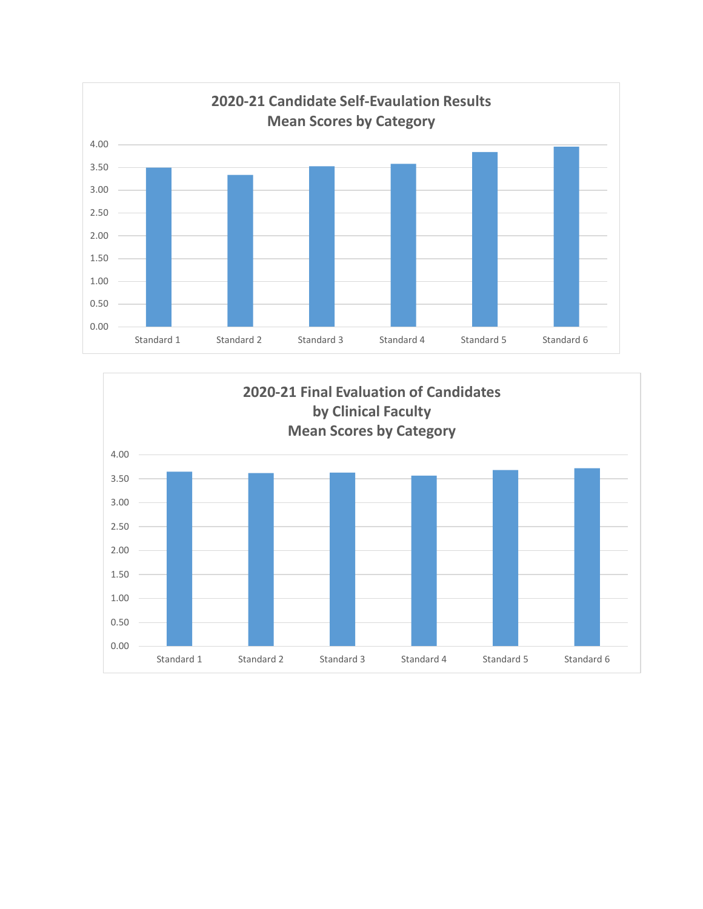**2020-21 Candidate Self-Evaulation Results**
**Mean Scores by Category**

4.00
3.50
3.00
2.50
2.00
1.50
1.00
0.50
0.00

Standard 1 Standard 2 Standard 3 Standard 4 Standard 5 Standard 6

**2020-21 Final Evaluation of Candidates**
**by Clinical Faculty**
**Mean Scores by Category**

4.00
3.50
3.00
2.50
2.00
1.50
1.00
0.50
0.00

Standard 1 Standard 2 Standard 3 Standard 4 Standard 5 Standard 6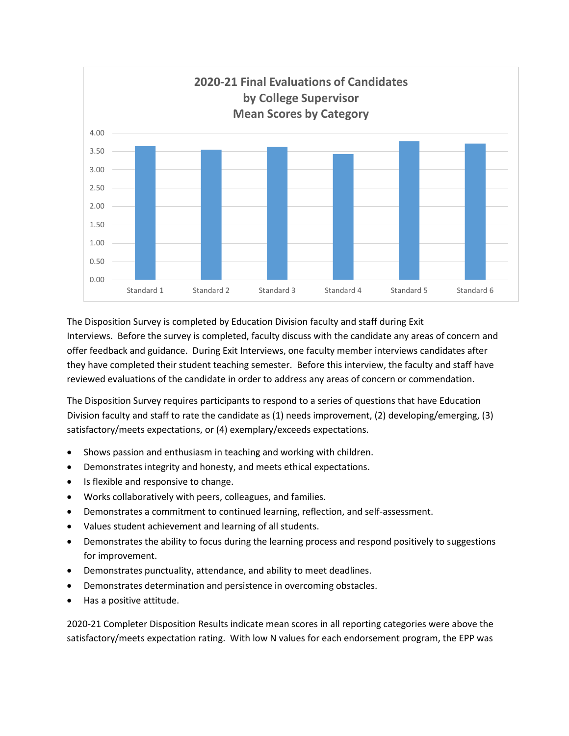**2020-21 Final Evaluations of Candidates by College Supervisor Mean Scores by Category**

The Disposition Survey is completed by Education Division faculty and staff during Exit Interviews. Before the survey is completed, faculty discuss with the candidate any areas of concern and offer feedback and guidance. During Exit Interviews, one faculty member interviews candidates after they have completed their student teaching semester. Before this interview, the faculty and staff have reviewed evaluations of the candidate in order to address any areas of concern or commendation.

The Disposition Survey requires participants to respond to a series of questions that have Education Division faculty and staff to rate the candidate as (1) needs improvement, (2) developing/emerging, (3) satisfactory/meets expectations, or (4) exemplary/exceeds expectations.

- Shows passion and enthusiasm in teaching and working with children.
- Demonstrates integrity and honesty, and meets ethical expectations.
- Is flexible and responsive to change.
- Works collaboratively with peers, colleagues, and families.
- Demonstrates a commitment to continued learning, reflection, and self-assessment.
- Values student achievement and learning of all students.
- Demonstrates the ability to focus during the learning process and respond positively to suggestions for improvement.
- Demonstrates punctuality, attendance, and ability to meet deadlines.
- Demonstrates determination and persistence in overcoming obstacles.
- Has a positive attitude.

2020-21 Completer Disposition Results indicate mean scores in all reporting categories were above the satisfactory/meets expectation rating. With low N values for each endorsement program, the EPP was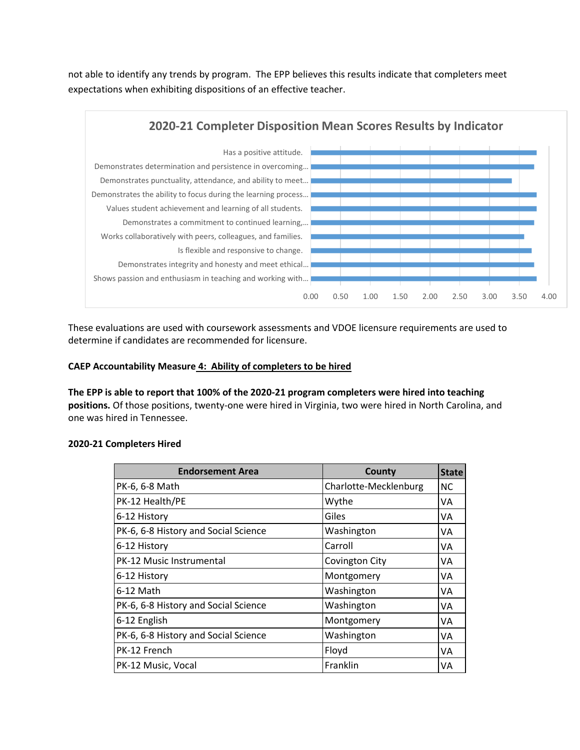not able to identify any trends by program. The EPP believes this results indicate that completers meet expectations when exhibiting dispositions of an effective teacher.

**2020-21 Completer Disposition Mean Scores Results by Indicator**

| Indicator |
|---|
| Has a positive attitude. |
| Demonstrates determination and persistence in overcoming… |
| Demonstrates punctuality, attendance, and ability to meet… |
| Demonstrates the ability to focus during the learning process… |
| Values student achievement and learning of all students. |
| Demonstrates a commitment to continued learning,… |
| Works collaboratively with peers, colleagues, and families. |
| Is flexible and responsive to change. |
| Demonstrates integrity and honesty and meet ethical… |
| Shows passion and enthusiasm in teaching and working with… |

0.00 0.50 1.00 1.50 2.00 2.50 3.00 3.50 4.00

These evaluations are used with coursework assessments and VDOE licensure requirements are used to determine if candidates are recommended for licensure.

**CAEP Accountability Measure 4: Ability of completers to be hired**

**The EPP is able to report that 100% of the 2020-21 program completers were hired into teaching positions.** Of those positions, twenty-one were hired in Virginia, two were hired in North Carolina, and one was hired in Tennessee.

**2020-21 Completers Hired**

| Endorsement Area | County | State |
|---|---|---|
| PK-6, 6-8 Math | Charlotte-Mecklenburg | NC |
| PK-12 Health/PE | Wythe | VA |
| 6-12 History | Giles | VA |
| PK-6, 6-8 History and Social Science | Washington | VA |
| 6-12 History | Carroll | VA |
| PK-12 Music Instrumental | Covington City | VA |
| 6-12 History | Montgomery | VA |
| 6-12 Math | Washington | VA |
| PK-6, 6-8 History and Social Science | Washington | VA |
| 6-12 English | Montgomery | VA |
| PK-6, 6-8 History and Social Science | Washington | VA |
| PK-12 French | Floyd | VA |
| PK-12 Music, Vocal | Franklin | VA |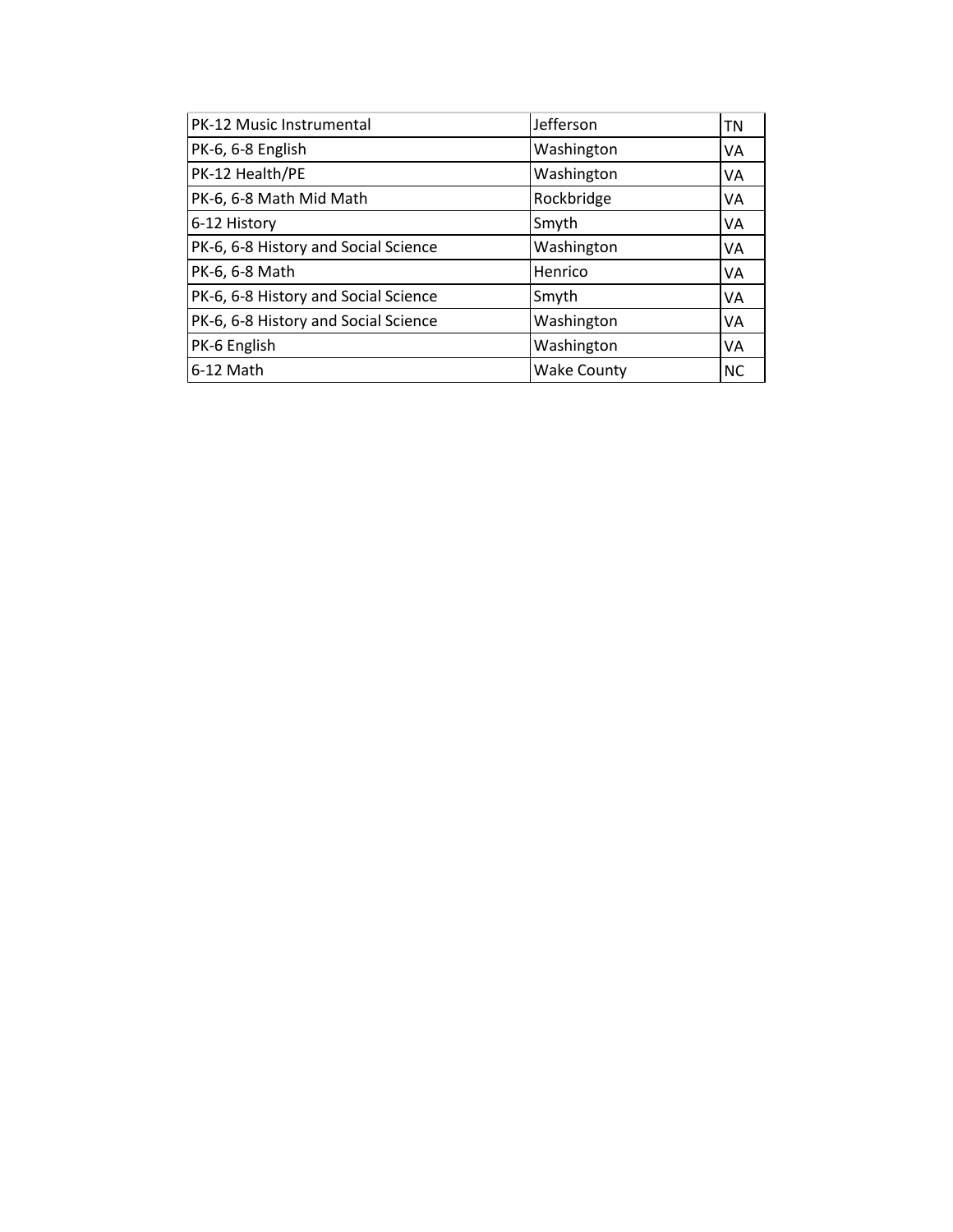| | | |
|---|---|---|
| PK-12 Music Instrumental | Jefferson | TN |
| PK-6, 6-8 English | Washington | VA |
| PK-12 Health/PE | Washington | VA |
| PK-6, 6-8 Math Mid Math | Rockbridge | VA |
| 6-12 History | Smyth | VA |
| PK-6, 6-8 History and Social Science | Washington | VA |
| PK-6, 6-8 Math | Henrico | VA |
| PK-6, 6-8 History and Social Science | Smyth | VA |
| PK-6, 6-8 History and Social Science | Washington | VA |
| PK-6 English | Washington | VA |
| 6-12 Math | Wake County | NC |